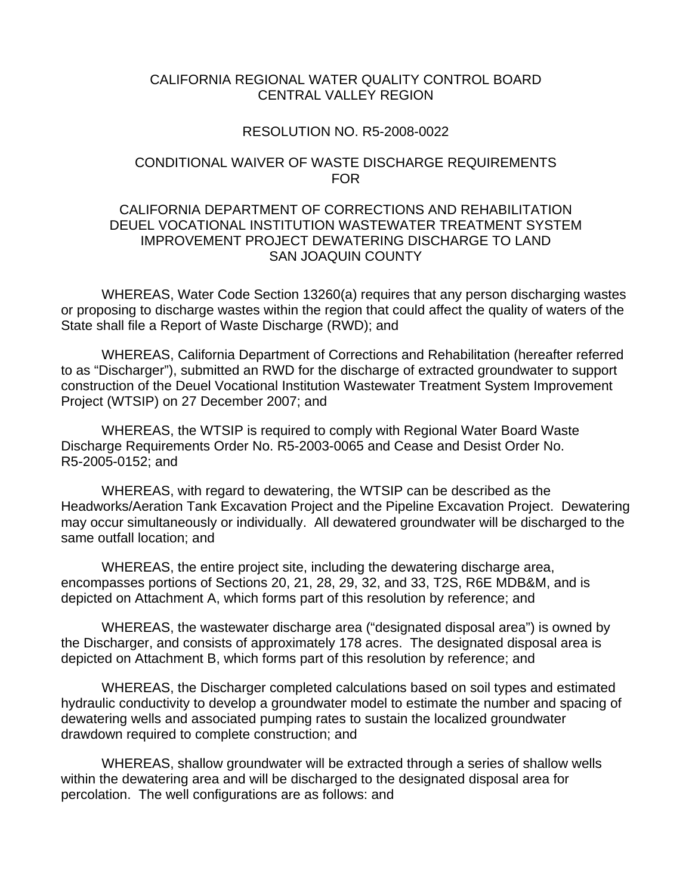CALIFORNIA REGIONAL WATER QUALITY CONTROL BOARD
CENTRAL VALLEY REGION

RESOLUTION NO. R5-2008-0022

CONDITIONAL WAIVER OF WASTE DISCHARGE REQUIREMENTS
FOR

CALIFORNIA DEPARTMENT OF CORRECTIONS AND REHABILITATION
DEUEL VOCATIONAL INSTITUTION WASTEWATER TREATMENT SYSTEM
IMPROVEMENT PROJECT DEWATERING DISCHARGE TO LAND
SAN JOAQUIN COUNTY

WHEREAS, Water Code Section 13260(a) requires that any person discharging wastes or proposing to discharge wastes within the region that could affect the quality of waters of the State shall file a Report of Waste Discharge (RWD); and

WHEREAS, California Department of Corrections and Rehabilitation (hereafter referred to as "Discharger"), submitted an RWD for the discharge of extracted groundwater to support construction of the Deuel Vocational Institution Wastewater Treatment System Improvement Project (WTSIP) on 27 December 2007; and

WHEREAS, the WTSIP is required to comply with Regional Water Board Waste Discharge Requirements Order No. R5-2003-0065 and Cease and Desist Order No. R5-2005-0152; and

WHEREAS, with regard to dewatering, the WTSIP can be described as the Headworks/Aeration Tank Excavation Project and the Pipeline Excavation Project. Dewatering may occur simultaneously or individually. All dewatered groundwater will be discharged to the same outfall location; and

WHEREAS, the entire project site, including the dewatering discharge area, encompasses portions of Sections 20, 21, 28, 29, 32, and 33, T2S, R6E MDB&M, and is depicted on Attachment A, which forms part of this resolution by reference; and

WHEREAS, the wastewater discharge area ("designated disposal area") is owned by the Discharger, and consists of approximately 178 acres. The designated disposal area is depicted on Attachment B, which forms part of this resolution by reference; and

WHEREAS, the Discharger completed calculations based on soil types and estimated hydraulic conductivity to develop a groundwater model to estimate the number and spacing of dewatering wells and associated pumping rates to sustain the localized groundwater drawdown required to complete construction; and

WHEREAS, shallow groundwater will be extracted through a series of shallow wells within the dewatering area and will be discharged to the designated disposal area for percolation. The well configurations are as follows: and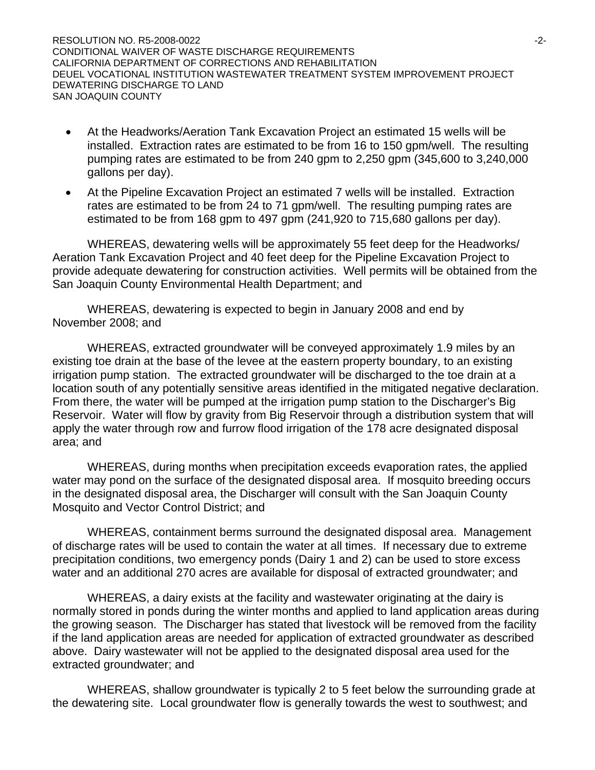- At the Headworks/Aeration Tank Excavation Project an estimated 15 wells will be installed. Extraction rates are estimated to be from 16 to 150 gpm/well. The resulting pumping rates are estimated to be from 240 gpm to 2,250 gpm (345,600 to 3,240,000 gallons per day).
- At the Pipeline Excavation Project an estimated 7 wells will be installed. Extraction rates are estimated to be from 24 to 71 gpm/well. The resulting pumping rates are estimated to be from 168 gpm to 497 gpm (241,920 to 715,680 gallons per day).

WHEREAS, dewatering wells will be approximately 55 feet deep for the Headworks/ Aeration Tank Excavation Project and 40 feet deep for the Pipeline Excavation Project to provide adequate dewatering for construction activities. Well permits will be obtained from the San Joaquin County Environmental Health Department; and

WHEREAS, dewatering is expected to begin in January 2008 and end by November 2008; and

WHEREAS, extracted groundwater will be conveyed approximately 1.9 miles by an existing toe drain at the base of the levee at the eastern property boundary, to an existing irrigation pump station. The extracted groundwater will be discharged to the toe drain at a location south of any potentially sensitive areas identified in the mitigated negative declaration. From there, the water will be pumped at the irrigation pump station to the Discharger's Big Reservoir. Water will flow by gravity from Big Reservoir through a distribution system that will apply the water through row and furrow flood irrigation of the 178 acre designated disposal area; and

WHEREAS, during months when precipitation exceeds evaporation rates, the applied water may pond on the surface of the designated disposal area. If mosquito breeding occurs in the designated disposal area, the Discharger will consult with the San Joaquin County Mosquito and Vector Control District; and

WHEREAS, containment berms surround the designated disposal area. Management of discharge rates will be used to contain the water at all times. If necessary due to extreme precipitation conditions, two emergency ponds (Dairy 1 and 2) can be used to store excess water and an additional 270 acres are available for disposal of extracted groundwater; and

WHEREAS, a dairy exists at the facility and wastewater originating at the dairy is normally stored in ponds during the winter months and applied to land application areas during the growing season. The Discharger has stated that livestock will be removed from the facility if the land application areas are needed for application of extracted groundwater as described above. Dairy wastewater will not be applied to the designated disposal area used for the extracted groundwater; and

WHEREAS, shallow groundwater is typically 2 to 5 feet below the surrounding grade at the dewatering site. Local groundwater flow is generally towards the west to southwest; and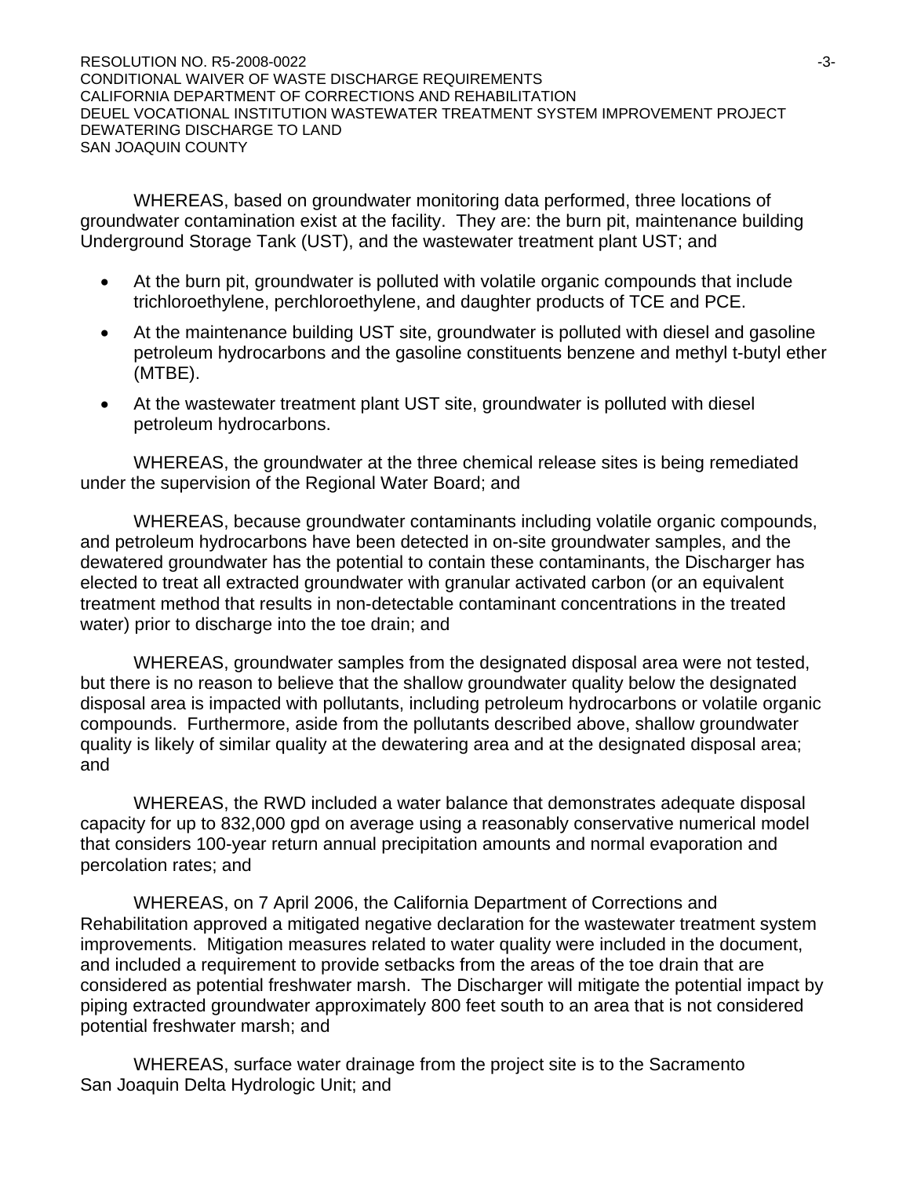WHEREAS, based on groundwater monitoring data performed, three locations of groundwater contamination exist at the facility. They are: the burn pit, maintenance building Underground Storage Tank (UST), and the wastewater treatment plant UST; and

- At the burn pit, groundwater is polluted with volatile organic compounds that include trichloroethylene, perchloroethylene, and daughter products of TCE and PCE.
- At the maintenance building UST site, groundwater is polluted with diesel and gasoline petroleum hydrocarbons and the gasoline constituents benzene and methyl t-butyl ether (MTBE).
- At the wastewater treatment plant UST site, groundwater is polluted with diesel petroleum hydrocarbons.

WHEREAS, the groundwater at the three chemical release sites is being remediated under the supervision of the Regional Water Board; and

WHEREAS, because groundwater contaminants including volatile organic compounds, and petroleum hydrocarbons have been detected in on-site groundwater samples, and the dewatered groundwater has the potential to contain these contaminants, the Discharger has elected to treat all extracted groundwater with granular activated carbon (or an equivalent treatment method that results in non-detectable contaminant concentrations in the treated water) prior to discharge into the toe drain; and

WHEREAS, groundwater samples from the designated disposal area were not tested, but there is no reason to believe that the shallow groundwater quality below the designated disposal area is impacted with pollutants, including petroleum hydrocarbons or volatile organic compounds. Furthermore, aside from the pollutants described above, shallow groundwater quality is likely of similar quality at the dewatering area and at the designated disposal area; and

WHEREAS, the RWD included a water balance that demonstrates adequate disposal capacity for up to 832,000 gpd on average using a reasonably conservative numerical model that considers 100-year return annual precipitation amounts and normal evaporation and percolation rates; and

WHEREAS, on 7 April 2006, the California Department of Corrections and Rehabilitation approved a mitigated negative declaration for the wastewater treatment system improvements. Mitigation measures related to water quality were included in the document, and included a requirement to provide setbacks from the areas of the toe drain that are considered as potential freshwater marsh. The Discharger will mitigate the potential impact by piping extracted groundwater approximately 800 feet south to an area that is not considered potential freshwater marsh; and

WHEREAS, surface water drainage from the project site is to the Sacramento San Joaquin Delta Hydrologic Unit; and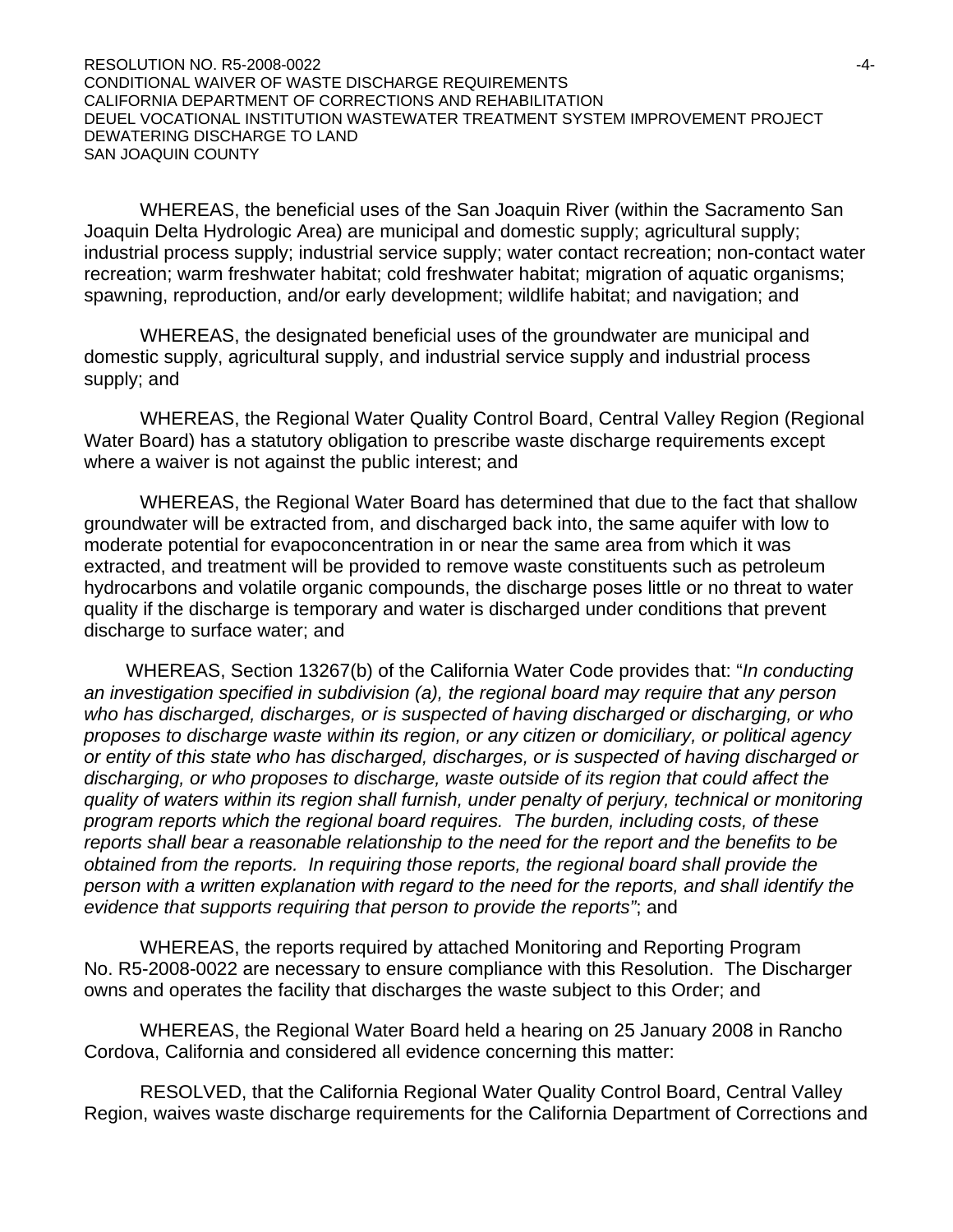WHEREAS, the beneficial uses of the San Joaquin River (within the Sacramento San Joaquin Delta Hydrologic Area) are municipal and domestic supply; agricultural supply; industrial process supply; industrial service supply; water contact recreation; non-contact water recreation; warm freshwater habitat; cold freshwater habitat; migration of aquatic organisms; spawning, reproduction, and/or early development; wildlife habitat; and navigation; and

WHEREAS, the designated beneficial uses of the groundwater are municipal and domestic supply, agricultural supply, and industrial service supply and industrial process supply; and

WHEREAS, the Regional Water Quality Control Board, Central Valley Region (Regional Water Board) has a statutory obligation to prescribe waste discharge requirements except where a waiver is not against the public interest; and

WHEREAS, the Regional Water Board has determined that due to the fact that shallow groundwater will be extracted from, and discharged back into, the same aquifer with low to moderate potential for evapoconcentration in or near the same area from which it was extracted, and treatment will be provided to remove waste constituents such as petroleum hydrocarbons and volatile organic compounds, the discharge poses little or no threat to water quality if the discharge is temporary and water is discharged under conditions that prevent discharge to surface water; and

WHEREAS, Section 13267(b) of the California Water Code provides that: "*In conducting an investigation specified in subdivision (a), the regional board may require that any person who has discharged, discharges, or is suspected of having discharged or discharging, or who proposes to discharge waste within its region, or any citizen or domiciliary, or political agency or entity of this state who has discharged, discharges, or is suspected of having discharged or discharging, or who proposes to discharge, waste outside of its region that could affect the quality of waters within its region shall furnish, under penalty of perjury, technical or monitoring program reports which the regional board requires. The burden, including costs, of these reports shall bear a reasonable relationship to the need for the report and the benefits to be obtained from the reports. In requiring those reports, the regional board shall provide the person with a written explanation with regard to the need for the reports, and shall identify the evidence that supports requiring that person to provide the reports"*; and

WHEREAS, the reports required by attached Monitoring and Reporting Program No. R5-2008-0022 are necessary to ensure compliance with this Resolution. The Discharger owns and operates the facility that discharges the waste subject to this Order; and

WHEREAS, the Regional Water Board held a hearing on 25 January 2008 in Rancho Cordova, California and considered all evidence concerning this matter:

RESOLVED, that the California Regional Water Quality Control Board, Central Valley Region, waives waste discharge requirements for the California Department of Corrections and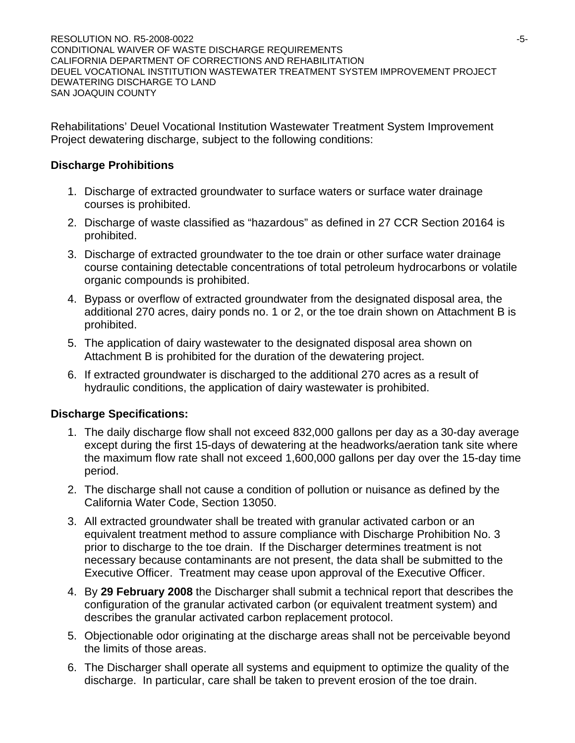Rehabilitations' Deuel Vocational Institution Wastewater Treatment System Improvement Project dewatering discharge, subject to the following conditions:

**Discharge Prohibitions**

1. Discharge of extracted groundwater to surface waters or surface water drainage courses is prohibited.
2. Discharge of waste classified as "hazardous" as defined in 27 CCR Section 20164 is prohibited.
3. Discharge of extracted groundwater to the toe drain or other surface water drainage course containing detectable concentrations of total petroleum hydrocarbons or volatile organic compounds is prohibited.
4. Bypass or overflow of extracted groundwater from the designated disposal area, the additional 270 acres, dairy ponds no. 1 or 2, or the toe drain shown on Attachment B is prohibited.
5. The application of dairy wastewater to the designated disposal area shown on Attachment B is prohibited for the duration of the dewatering project.
6. If extracted groundwater is discharged to the additional 270 acres as a result of hydraulic conditions, the application of dairy wastewater is prohibited.

**Discharge Specifications:**

1. The daily discharge flow shall not exceed 832,000 gallons per day as a 30-day average except during the first 15-days of dewatering at the headworks/aeration tank site where the maximum flow rate shall not exceed 1,600,000 gallons per day over the 15-day time period.
2. The discharge shall not cause a condition of pollution or nuisance as defined by the California Water Code, Section 13050.
3. All extracted groundwater shall be treated with granular activated carbon or an equivalent treatment method to assure compliance with Discharge Prohibition No. 3 prior to discharge to the toe drain. If the Discharger determines treatment is not necessary because contaminants are not present, the data shall be submitted to the Executive Officer. Treatment may cease upon approval of the Executive Officer.
4. By **29 February 2008** the Discharger shall submit a technical report that describes the configuration of the granular activated carbon (or equivalent treatment system) and describes the granular activated carbon replacement protocol.
5. Objectionable odor originating at the discharge areas shall not be perceivable beyond the limits of those areas.
6. The Discharger shall operate all systems and equipment to optimize the quality of the discharge. In particular, care shall be taken to prevent erosion of the toe drain.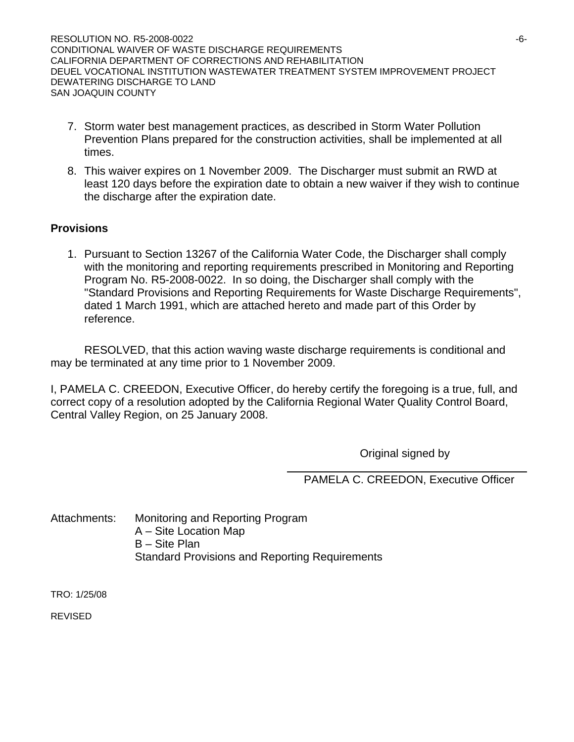7. Storm water best management practices, as described in Storm Water Pollution Prevention Plans prepared for the construction activities, shall be implemented at all times.
8. This waiver expires on 1 November 2009. The Discharger must submit an RWD at least 120 days before the expiration date to obtain a new waiver if they wish to continue the discharge after the expiration date.

**Provisions**

1. Pursuant to Section 13267 of the California Water Code, the Discharger shall comply with the monitoring and reporting requirements prescribed in Monitoring and Reporting Program No. R5-2008-0022. In so doing, the Discharger shall comply with the "Standard Provisions and Reporting Requirements for Waste Discharge Requirements", dated 1 March 1991, which are attached hereto and made part of this Order by reference.

RESOLVED, that this action waving waste discharge requirements is conditional and may be terminated at any time prior to 1 November 2009.

I, PAMELA C. CREEDON, Executive Officer, do hereby certify the foregoing is a true, full, and correct copy of a resolution adopted by the California Regional Water Quality Control Board, Central Valley Region, on 25 January 2008.

Original signed by

PAMELA C. CREEDON, Executive Officer

Attachments: Monitoring and Reporting Program
A – Site Location Map
B – Site Plan
Standard Provisions and Reporting Requirements

TRO: 1/25/08

REVISED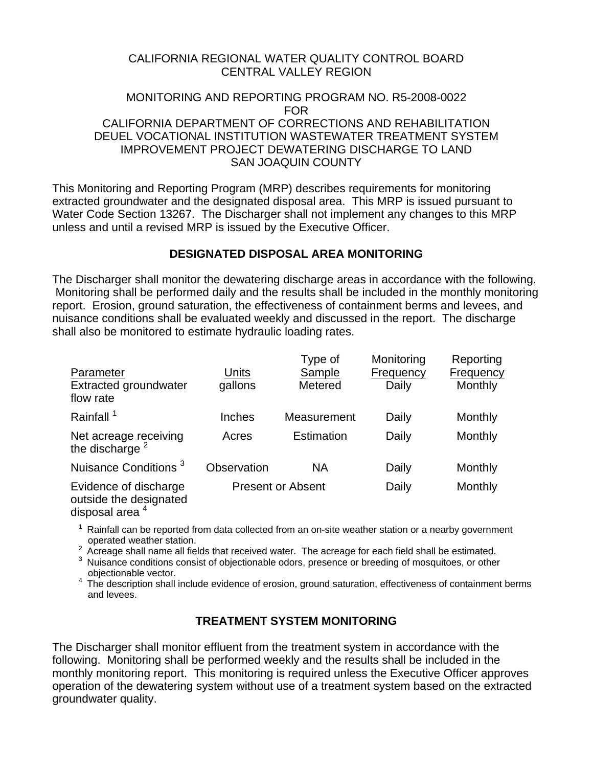CALIFORNIA REGIONAL WATER QUALITY CONTROL BOARD
CENTRAL VALLEY REGION

MONITORING AND REPORTING PROGRAM NO. R5-2008-0022
FOR
CALIFORNIA DEPARTMENT OF CORRECTIONS AND REHABILITATION
DEUEL VOCATIONAL INSTITUTION WASTEWATER TREATMENT SYSTEM
IMPROVEMENT PROJECT DEWATERING DISCHARGE TO LAND
SAN JOAQUIN COUNTY

This Monitoring and Reporting Program (MRP) describes requirements for monitoring extracted groundwater and the designated disposal area. This MRP is issued pursuant to Water Code Section 13267. The Discharger shall not implement any changes to this MRP unless and until a revised MRP is issued by the Executive Officer.

## DESIGNATED DISPOSAL AREA MONITORING

The Discharger shall monitor the dewatering discharge areas in accordance with the following. Monitoring shall be performed daily and the results shall be included in the monthly monitoring report. Erosion, ground saturation, the effectiveness of containment berms and levees, and nuisance conditions shall be evaluated weekly and discussed in the report. The discharge shall also be monitored to estimate hydraulic loading rates.

| Parameter | Units | Type of Sample | Monitoring Frequency | Reporting Frequency |
|---|---|---|---|---|
| Extracted groundwater flow rate | gallons | Metered | Daily | Monthly |
| Rainfall [1] | Inches | Measurement | Daily | Monthly |
| Net acreage receiving the discharge [2] | Acres | Estimation | Daily | Monthly |
| Nuisance Conditions [3] | Observation | NA | Daily | Monthly |
| Evidence of discharge outside the designated disposal area [4] | Present or Absent | | Daily | Monthly |

[1] Rainfall can be reported from data collected from an on-site weather station or a nearby government operated weather station.
[2] Acreage shall name all fields that received water. The acreage for each field shall be estimated.
[3] Nuisance conditions consist of objectionable odors, presence or breeding of mosquitoes, or other objectionable vector.
[4] The description shall include evidence of erosion, ground saturation, effectiveness of containment berms and levees.

## TREATMENT SYSTEM MONITORING

The Discharger shall monitor effluent from the treatment system in accordance with the following. Monitoring shall be performed weekly and the results shall be included in the monthly monitoring report. This monitoring is required unless the Executive Officer approves operation of the dewatering system without use of a treatment system based on the extracted groundwater quality.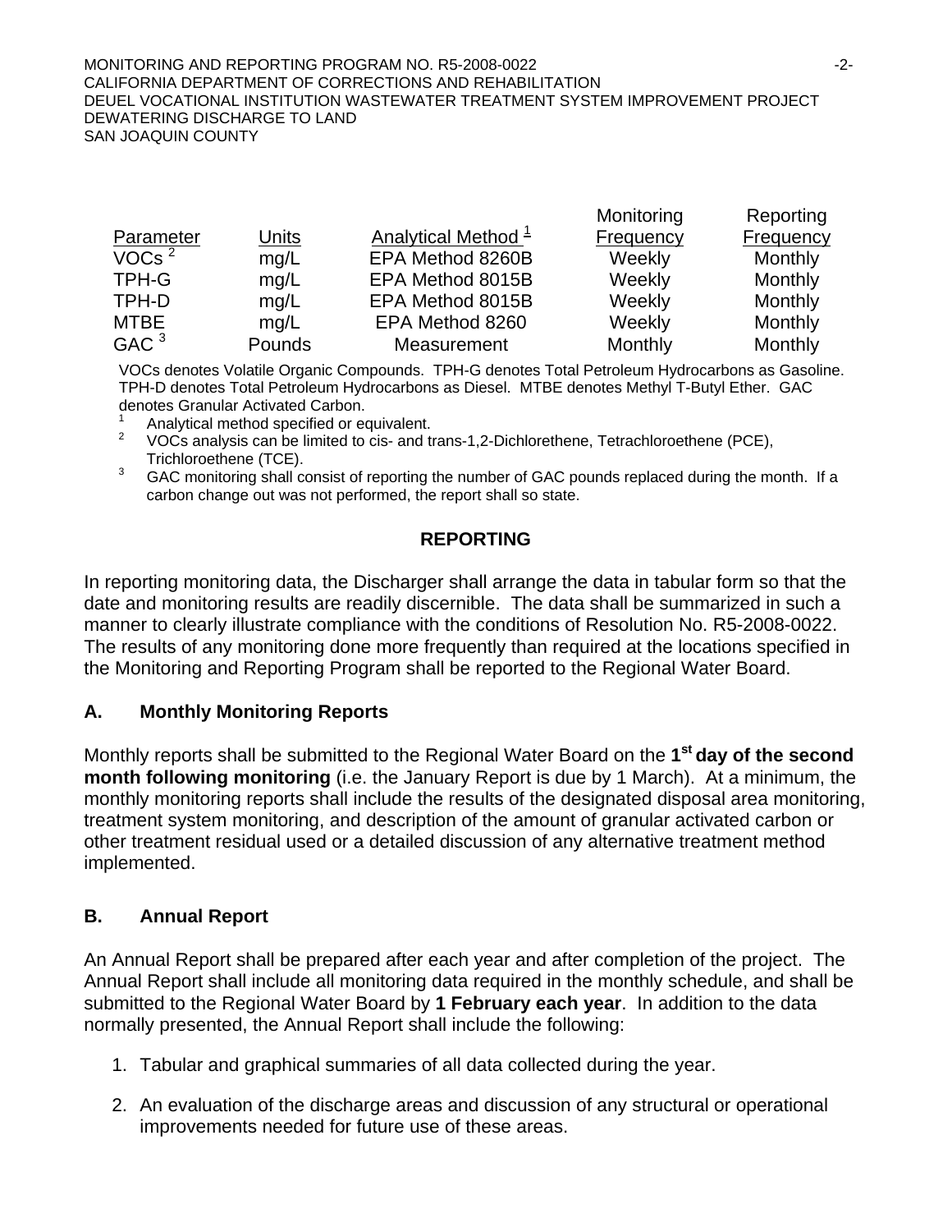| Parameter | Units | Analytical Method [1] | Monitoring Frequency | Reporting Frequency |
|---|---|---|---|---|
| VOCs [2] | mg/L | EPA Method 8260B | Weekly | Monthly |
| TPH-G | mg/L | EPA Method 8015B | Weekly | Monthly |
| TPH-D | mg/L | EPA Method 8015B | Weekly | Monthly |
| MTBE | mg/L | EPA Method 8260 | Weekly | Monthly |
| GAC [3] | Pounds | Measurement | Monthly | Monthly |

VOCs denotes Volatile Organic Compounds. TPH-G denotes Total Petroleum Hydrocarbons as Gasoline. TPH-D denotes Total Petroleum Hydrocarbons as Diesel. MTBE denotes Methyl T-Butyl Ether. GAC denotes Granular Activated Carbon.

[1] Analytical method specified or equivalent.

[2] VOCs analysis can be limited to cis- and trans-1,2-Dichlorethene, Tetrachloroethene (PCE), Trichloroethene (TCE).

[3] GAC monitoring shall consist of reporting the number of GAC pounds replaced during the month. If a carbon change out was not performed, the report shall so state.

## REPORTING

In reporting monitoring data, the Discharger shall arrange the data in tabular form so that the date and monitoring results are readily discernible. The data shall be summarized in such a manner to clearly illustrate compliance with the conditions of Resolution No. R5-2008-0022. The results of any monitoring done more frequently than required at the locations specified in the Monitoring and Reporting Program shall be reported to the Regional Water Board.

### A. Monthly Monitoring Reports

Monthly reports shall be submitted to the Regional Water Board on the **1st day of the second month following monitoring** (i.e. the January Report is due by 1 March). At a minimum, the monthly monitoring reports shall include the results of the designated disposal area monitoring, treatment system monitoring, and description of the amount of granular activated carbon or other treatment residual used or a detailed discussion of any alternative treatment method implemented.

### B. Annual Report

An Annual Report shall be prepared after each year and after completion of the project. The Annual Report shall include all monitoring data required in the monthly schedule, and shall be submitted to the Regional Water Board by **1 February each year**. In addition to the data normally presented, the Annual Report shall include the following:

1. Tabular and graphical summaries of all data collected during the year.
2. An evaluation of the discharge areas and discussion of any structural or operational improvements needed for future use of these areas.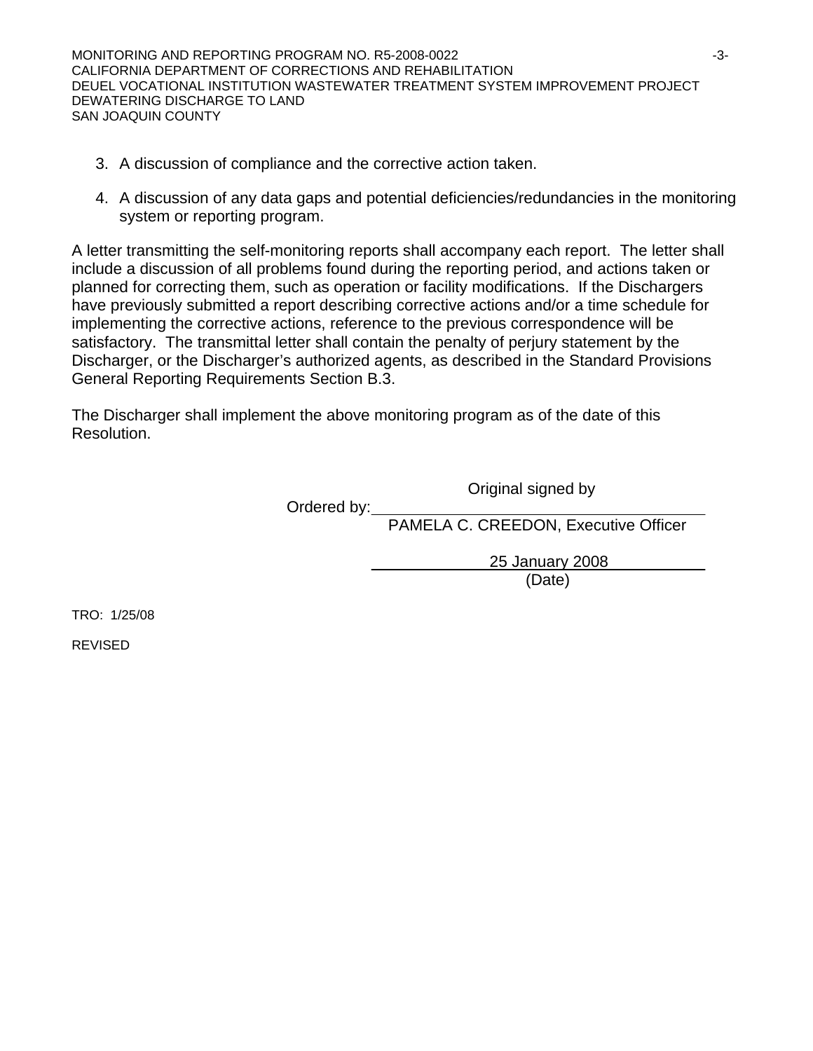3. A discussion of compliance and the corrective action taken.

4. A discussion of any data gaps and potential deficiencies/redundancies in the monitoring system or reporting program.

A letter transmitting the self-monitoring reports shall accompany each report. The letter shall include a discussion of all problems found during the reporting period, and actions taken or planned for correcting them, such as operation or facility modifications. If the Dischargers have previously submitted a report describing corrective actions and/or a time schedule for implementing the corrective actions, reference to the previous correspondence will be satisfactory. The transmittal letter shall contain the penalty of perjury statement by the Discharger, or the Discharger's authorized agents, as described in the Standard Provisions General Reporting Requirements Section B.3.

The Discharger shall implement the above monitoring program as of the date of this Resolution.

Original signed by

Ordered by: ______________________________

PAMELA C. CREEDON, Executive Officer

25 January 2008

(Date)

TRO: 1/25/08

REVISED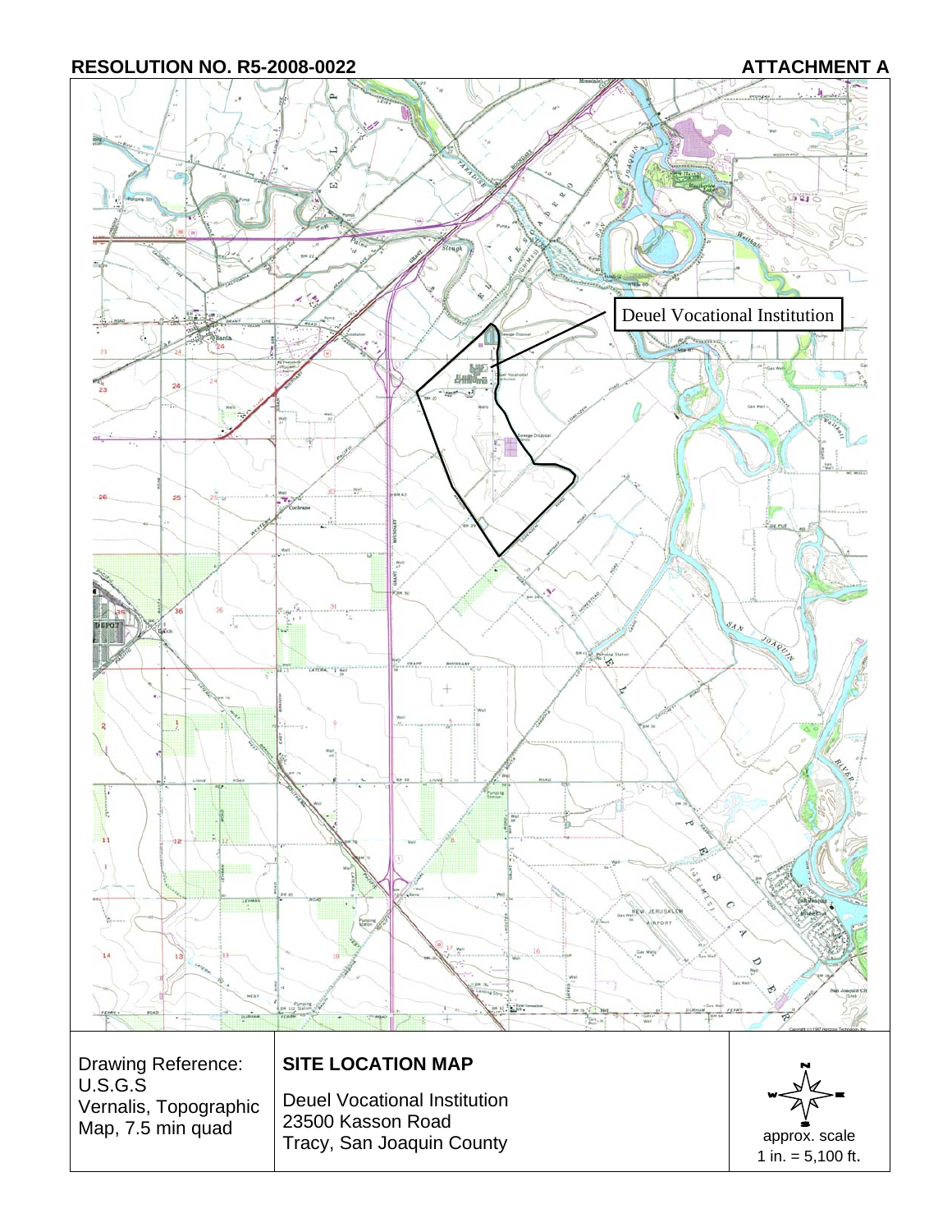RESOLUTION NO. R5-2008-0022 ATTACHMENT A

Deuel Vocational Institution

| Drawing Reference: U.S.G.S Vernalis, Topographic Map, 7.5 min quad | **SITE LOCATION MAP** Deuel Vocational Institution 23500 Kasson Road Tracy, San Joaquin County | approx. scale 1 in. = 5,100 ft. |
|---|---|---|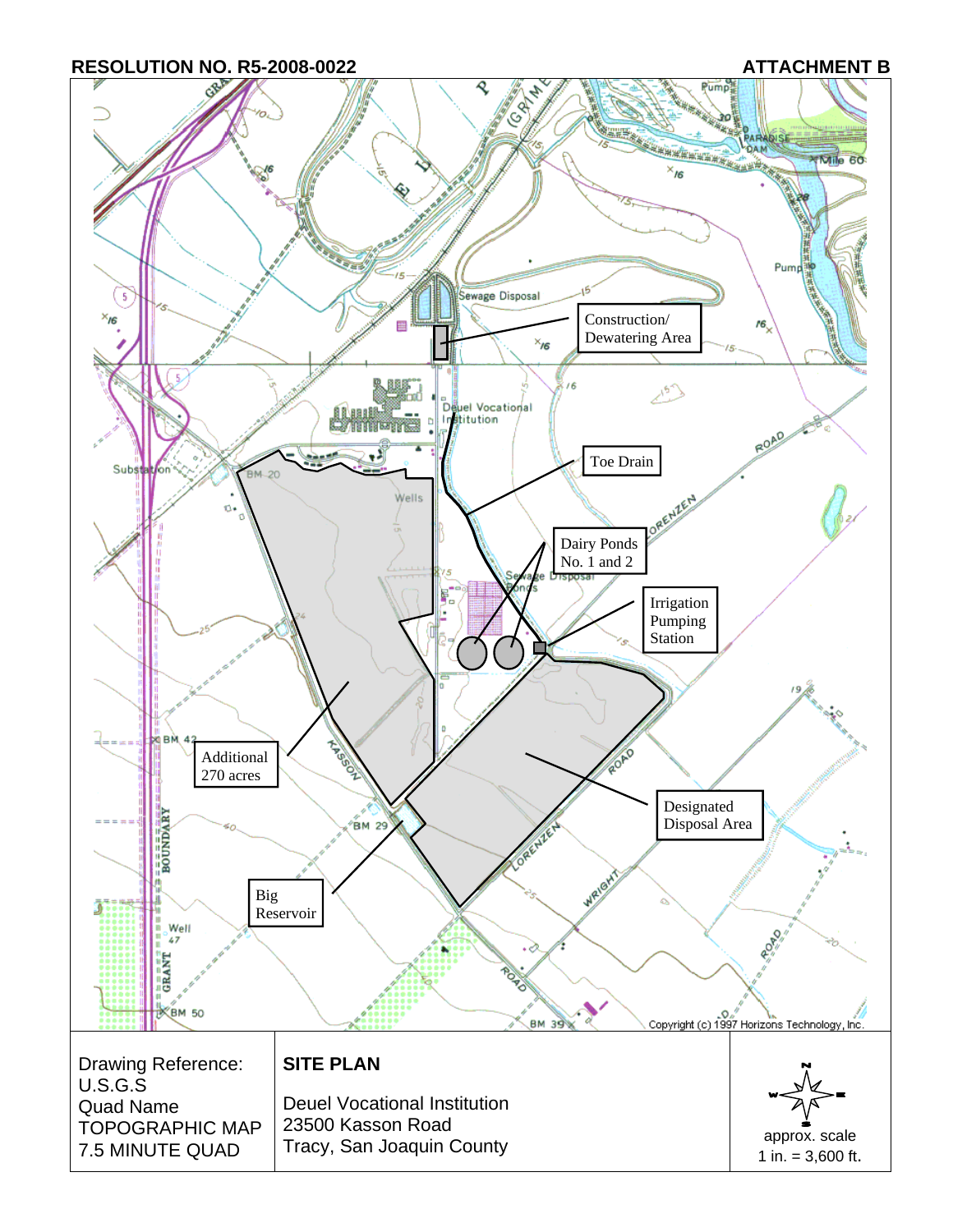RESOLUTION NO. R5-2008-0022

ATTACHMENT B

Construction/ Dewatering Area

Toe Drain

Dairy Ponds No. 1 and 2

Irrigation Pumping Station

Designated Disposal Area

Additional 270 acres

Big Reservoir

Copyright (c) 1997 Horizons Technology, Inc.

| Drawing Reference: U.S.G.S Quad Name TOPOGRAPHIC MAP 7.5 MINUTE QUAD | **SITE PLAN** Deuel Vocational Institution 23500 Kasson Road Tracy, San Joaquin County | approx. scale 1 in. = 3,600 ft. |
|---|---|---|